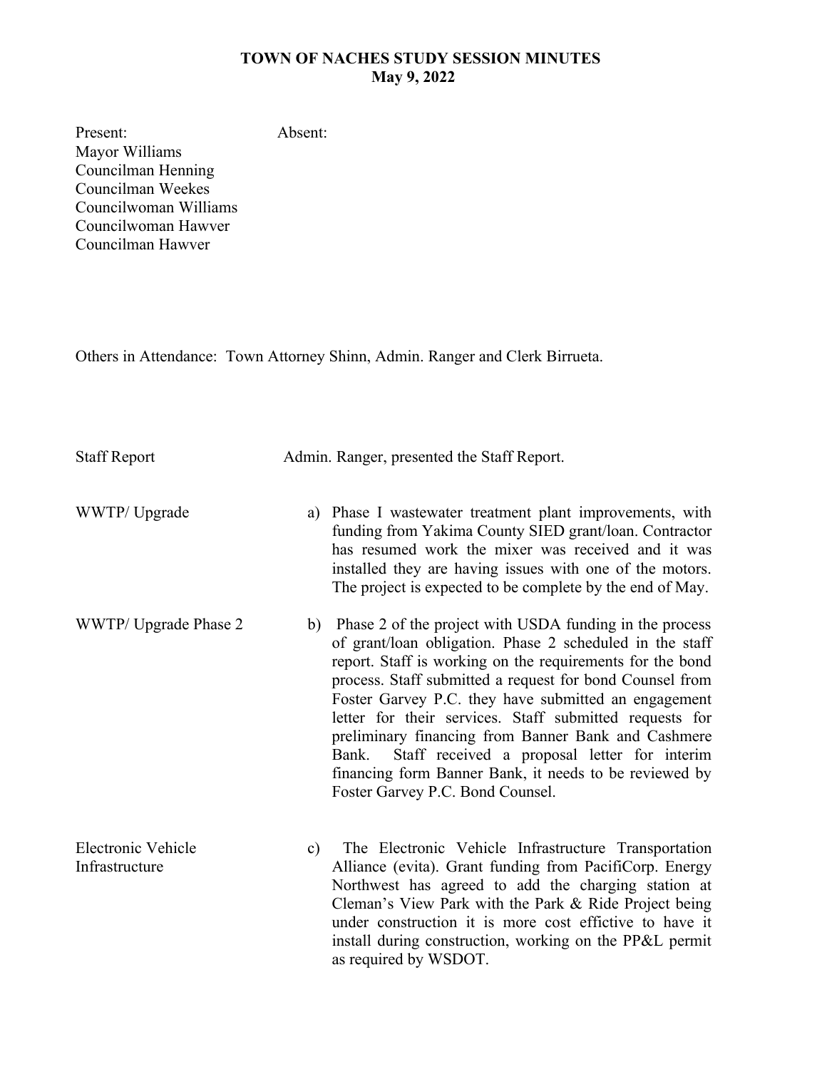# TOWN OF NACHES STUDY SESSION MINUTES
## May 9, 2022

| Present: | Absent: |
|---|---|
| Mayor Williams | |
| Councilman Henning | |
| Councilman Weekes | |
| Councilwoman Williams | |
| Councilwoman Hawver | |
| Councilman Hawver | |

Others in Attendance: Town Attorney Shinn, Admin. Ranger and Clerk Birrueta.

**Staff Report** — Admin. Ranger, presented the Staff Report.

**WWTP/ Upgrade**

a) Phase I wastewater treatment plant improvements, with funding from Yakima County SIED grant/loan. Contractor has resumed work the mixer was received and it was installed they are having issues with one of the motors. The project is expected to be complete by the end of May.

**WWTP/ Upgrade Phase 2**

b) Phase 2 of the project with USDA funding in the process of grant/loan obligation. Phase 2 scheduled in the staff report. Staff is working on the requirements for the bond process. Staff submitted a request for bond Counsel from Foster Garvey P.C. they have submitted an engagement letter for their services. Staff submitted requests for preliminary financing from Banner Bank and Cashmere Bank. Staff received a proposal letter for interim financing form Banner Bank, it needs to be reviewed by Foster Garvey P.C. Bond Counsel.

**Electronic Vehicle Infrastructure**

c) The Electronic Vehicle Infrastructure Transportation Alliance (evita). Grant funding from PacifiCorp. Energy Northwest has agreed to add the charging station at Cleman's View Park with the Park & Ride Project being under construction it is more cost effictive to have it install during construction, working on the PP&L permit as required by WSDOT.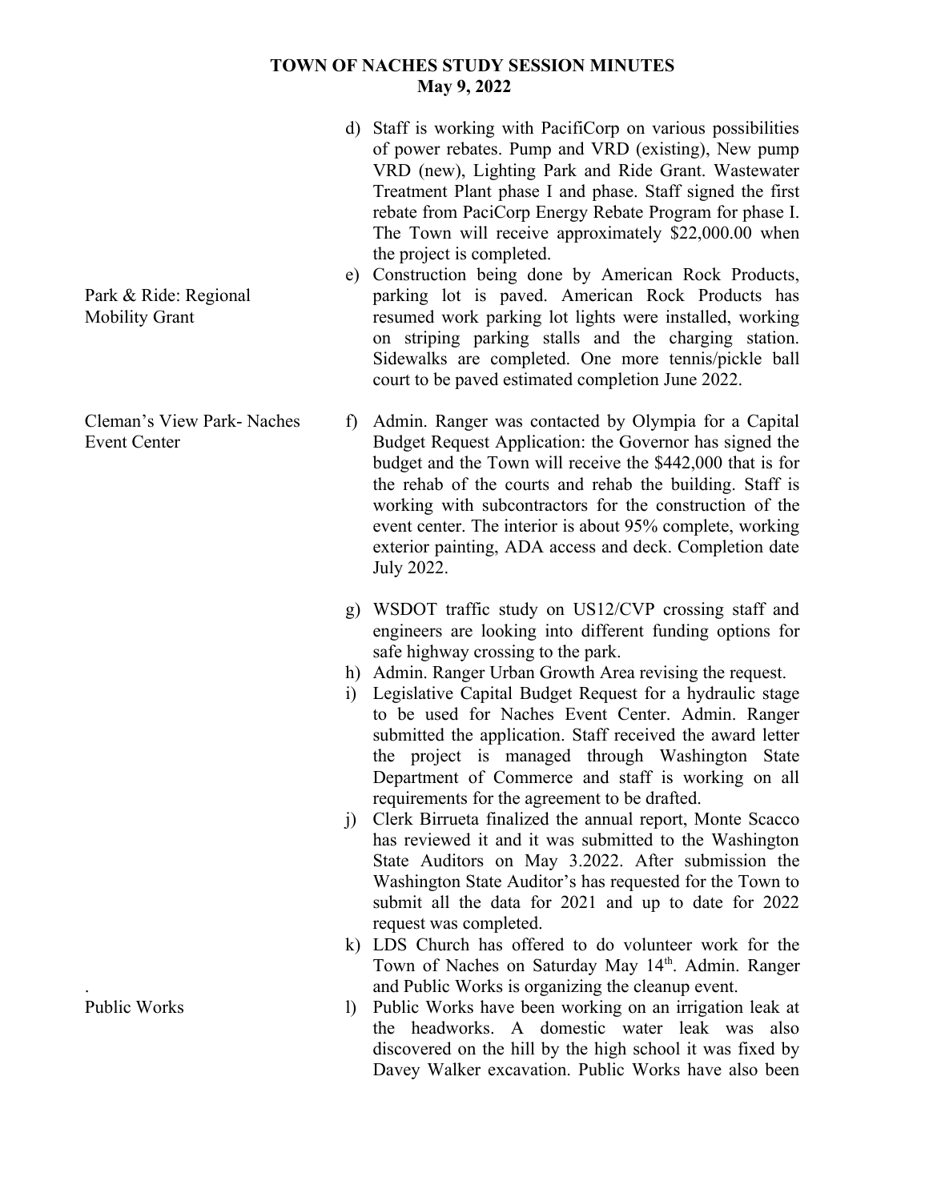**TOWN OF NACHES STUDY SESSION MINUTES**
**May 9, 2022**

d) Staff is working with PacifiCorp on various possibilities of power rebates. Pump and VRD (existing), New pump VRD (new), Lighting Park and Ride Grant. Wastewater Treatment Plant phase I and phase. Staff signed the first rebate from PaciCorp Energy Rebate Program for phase I. The Town will receive approximately $22,000.00 when the project is completed.

**Park & Ride: Regional Mobility Grant**

e) Construction being done by American Rock Products, parking lot is paved. American Rock Products has resumed work parking lot lights were installed, working on striping parking stalls and the charging station. Sidewalks are completed. One more tennis/pickle ball court to be paved estimated completion June 2022.

**Cleman's View Park- Naches Event Center**

f) Admin. Ranger was contacted by Olympia for a Capital Budget Request Application: the Governor has signed the budget and the Town will receive the $442,000 that is for the rehab of the courts and rehab the building. Staff is working with subcontractors for the construction of the event center. The interior is about 95% complete, working exterior painting, ADA access and deck. Completion date July 2022.

g) WSDOT traffic study on US12/CVP crossing staff and engineers are looking into different funding options for safe highway crossing to the park.

h) Admin. Ranger Urban Growth Area revising the request.

i) Legislative Capital Budget Request for a hydraulic stage to be used for Naches Event Center. Admin. Ranger submitted the application. Staff received the award letter the project is managed through Washington State Department of Commerce and staff is working on all requirements for the agreement to be drafted.

j) Clerk Birrueta finalized the annual report, Monte Scacco has reviewed it and it was submitted to the Washington State Auditors on May 3.2022. After submission the Washington State Auditor's has requested for the Town to submit all the data for 2021 and up to date for 2022 request was completed.

k) LDS Church has offered to do volunteer work for the Town of Naches on Saturday May 14th. Admin. Ranger and Public Works is organizing the cleanup event.

**Public Works**

l) Public Works have been working on an irrigation leak at the headworks. A domestic water leak was also discovered on the hill by the high school it was fixed by Davey Walker excavation. Public Works have also been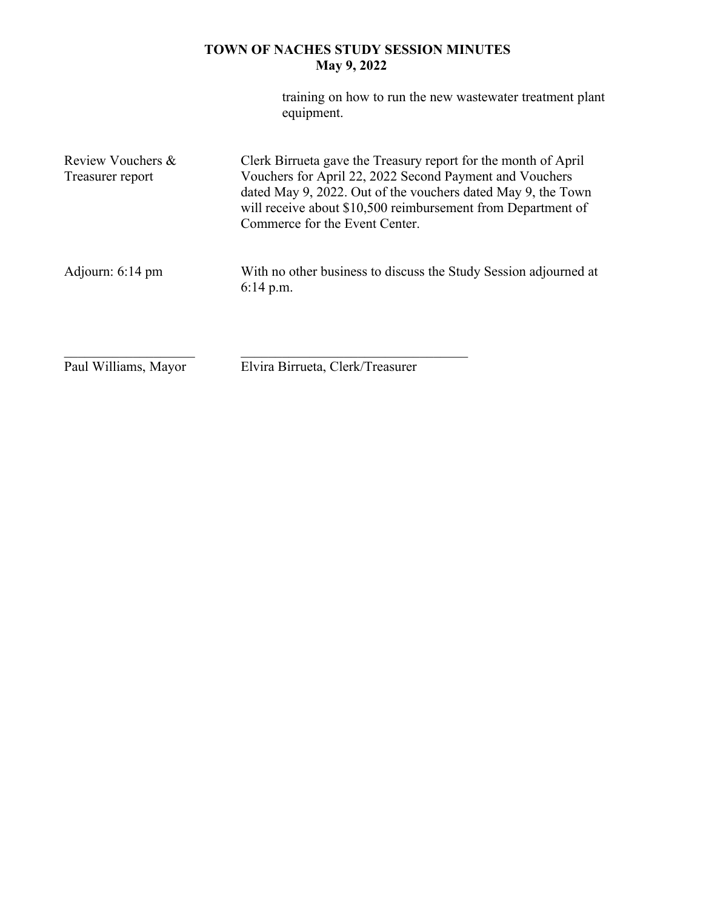training on how to run the new wastewater treatment plant equipment.

| | |
|---|---|
| Review Vouchers & Treasurer report | Clerk Birrueta gave the Treasury report for the month of April Vouchers for April 22, 2022 Second Payment and Vouchers dated May 9, 2022. Out of the vouchers dated May 9, the Town will receive about $10,500 reimbursement from Department of Commerce for the Event Center. |
| Adjourn: 6:14 pm | With no other business to discuss the Study Session adjourned at 6:14 p.m. |

\_\_\_\_\_\_\_\_\_\_\_\_\_\_\_\_\_\_\_\_ \_\_\_\_\_\_\_\_\_\_\_\_\_\_\_\_\_\_\_\_\_\_\_\_\_\_\_\_\_\_\_\_\_\_\_

Paul Williams, Mayor Elvira Birrueta, Clerk/Treasurer